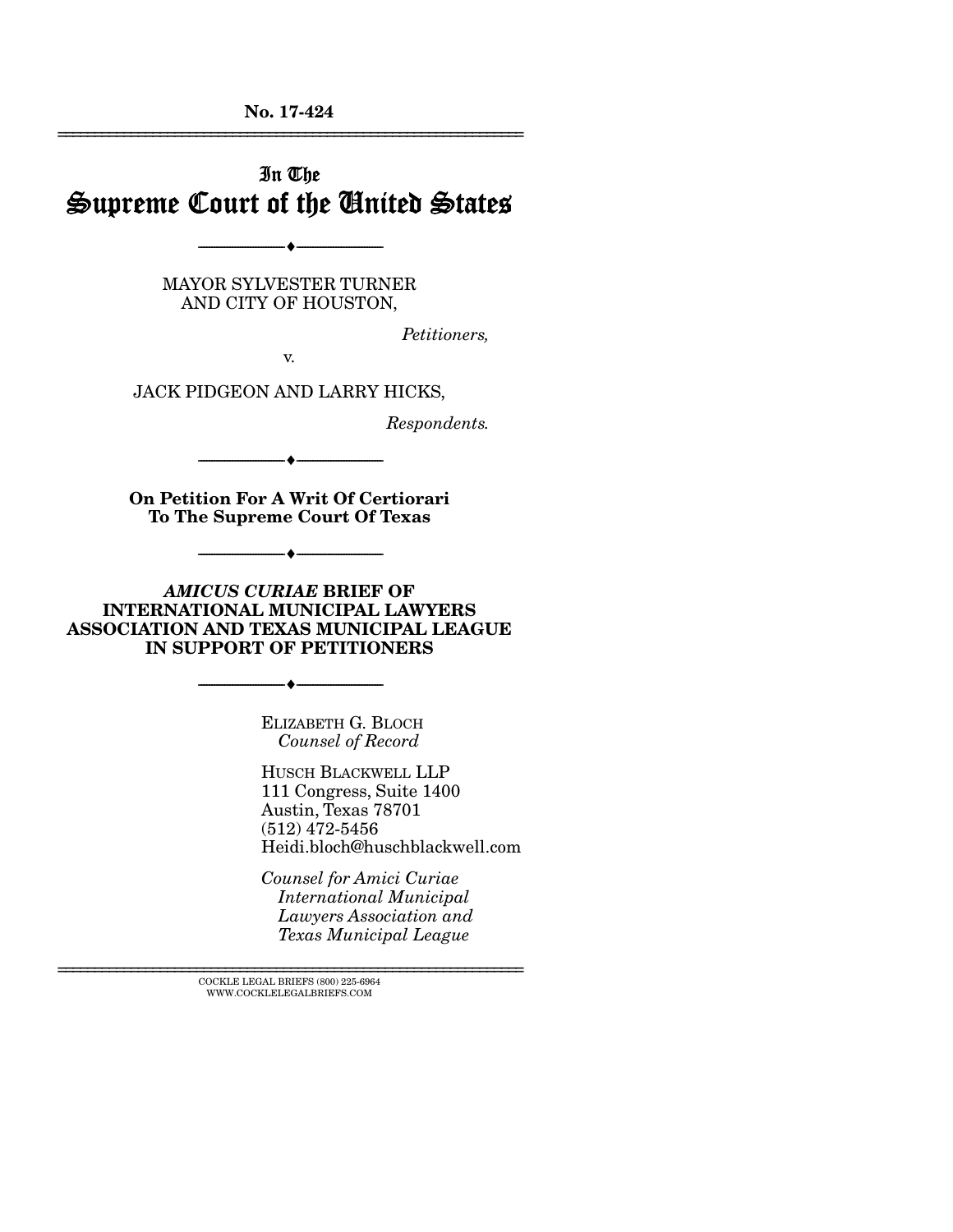**No. 17-424**

---

# In The Supreme Court of the United States

---

MAYOR SYLVESTER TURNER
AND CITY OF HOUSTON,

*Petitioners,*

v.

JACK PIDGEON AND LARRY HICKS,

*Respondents.*

---

**On Petition For A Writ Of Certiorari To The Supreme Court Of Texas**

---

***AMICUS CURIAE* BRIEF OF INTERNATIONAL MUNICIPAL LAWYERS ASSOCIATION AND TEXAS MUNICIPAL LEAGUE IN SUPPORT OF PETITIONERS**

---

ELIZABETH G. BLOCH
*Counsel of Record*

HUSCH BLACKWELL LLP
111 Congress, Suite 1400
Austin, Texas 78701
(512) 472-5456
Heidi.bloch@huschblackwell.com

*Counsel for Amici Curiae International Municipal Lawyers Association and Texas Municipal League*

---

COCKLE LEGAL BRIEFS (800) 225-6964
WWW.COCKLELEGALBRIEFS.COM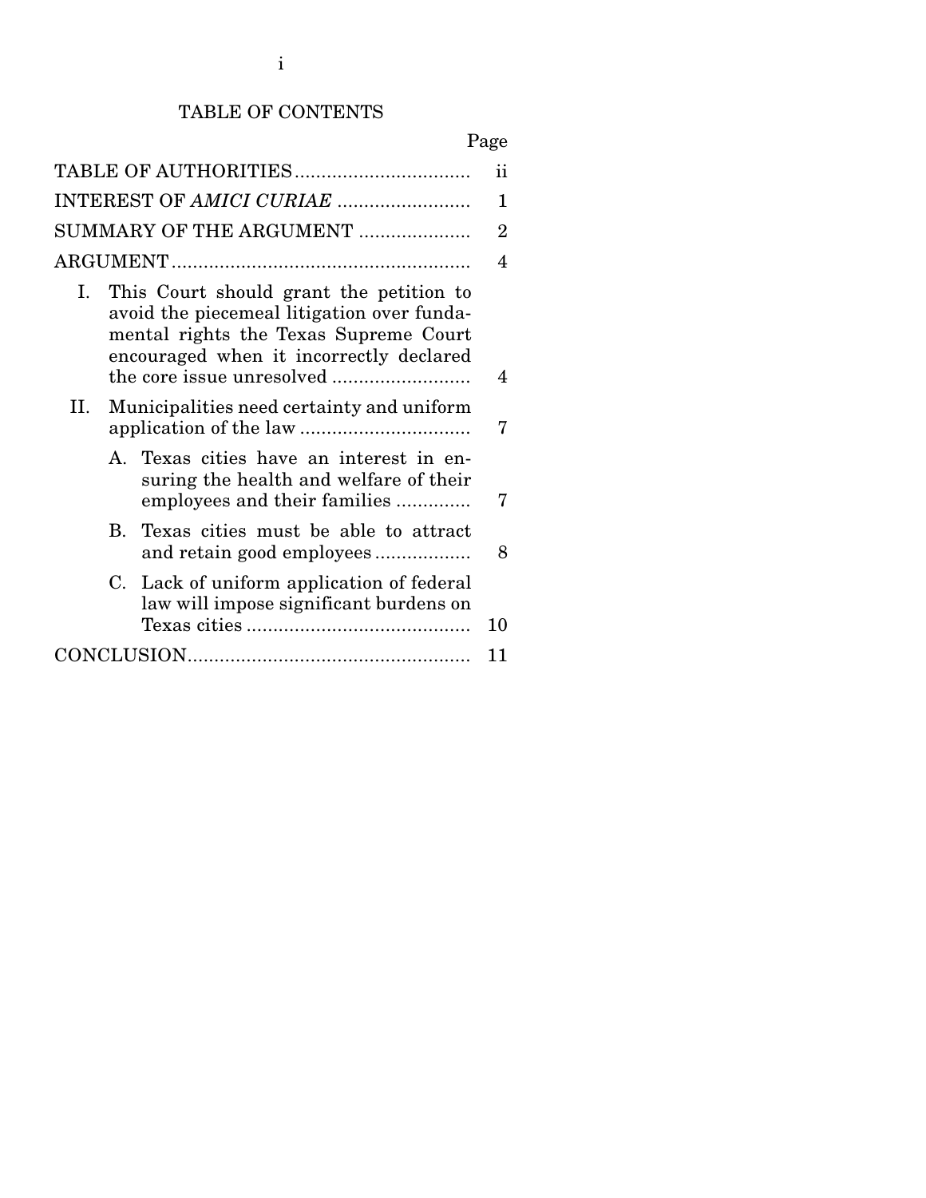# TABLE OF CONTENTS

| | Page |
|---|---|
| TABLE OF AUTHORITIES | ii |
| INTEREST OF *AMICI CURIAE* | 1 |
| SUMMARY OF THE ARGUMENT | 2 |
| ARGUMENT | 4 |
| I. This Court should grant the petition to avoid the piecemeal litigation over fundamental rights the Texas Supreme Court encouraged when it incorrectly declared the core issue unresolved | 4 |
| II. Municipalities need certainty and uniform application of the law | 7 |
| A. Texas cities have an interest in ensuring the health and welfare of their employees and their families | 7 |
| B. Texas cities must be able to attract and retain good employees | 8 |
| C. Lack of uniform application of federal law will impose significant burdens on Texas cities | 10 |
| CONCLUSION | 11 |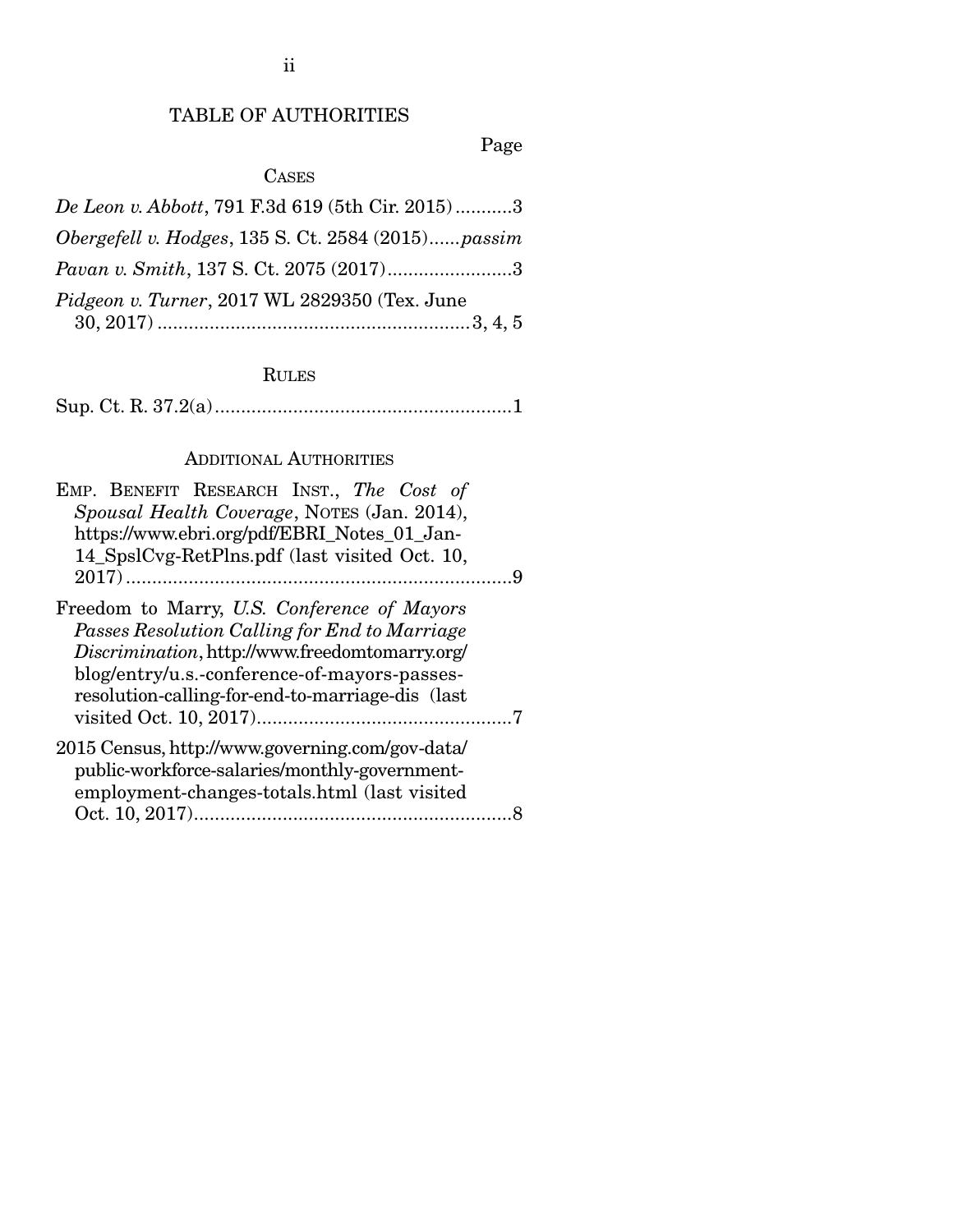# TABLE OF AUTHORITIES

Page

## CASES

*De Leon v. Abbott*, 791 F.3d 619 (5th Cir. 2015) ...........3

*Obergefell v. Hodges*, 135 S. Ct. 2584 (2015)......*passim*

*Pavan v. Smith*, 137 S. Ct. 2075 (2017)........................3

*Pidgeon v. Turner*, 2017 WL 2829350 (Tex. June 30, 2017) ...........................................................3, 4, 5

## RULES

Sup. Ct. R. 37.2(a).........................................................1

## ADDITIONAL AUTHORITIES

EMP. BENEFIT RESEARCH INST., *The Cost of Spousal Health Coverage*, NOTES (Jan. 2014), https://www.ebri.org/pdf/EBRI_Notes_01_Jan-14_SpslCvg-RetPlns.pdf (last visited Oct. 10, 2017)..........................................................................9

Freedom to Marry, *U.S. Conference of Mayors Passes Resolution Calling for End to Marriage Discrimination*, http://www.freedomtomarry.org/blog/entry/u.s.-conference-of-mayors-passes-resolution-calling-for-end-to-marriage-dis (last visited Oct. 10, 2017).................................................7

2015 Census, http://www.governing.com/gov-data/public-workforce-salaries/monthly-government-employment-changes-totals.html (last visited Oct. 10, 2017).............................................................8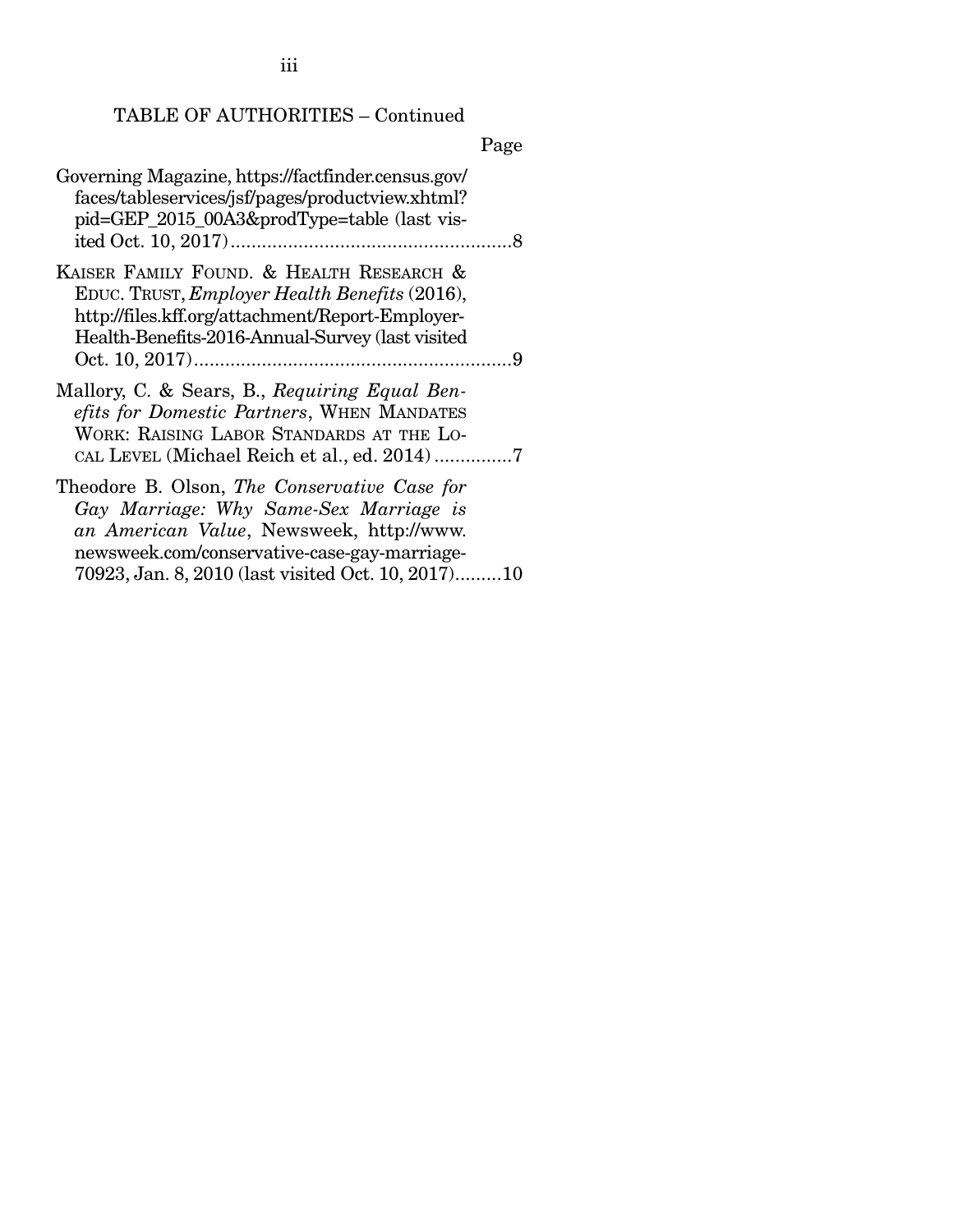TABLE OF AUTHORITIES – Continued

Page

Governing Magazine, https://factfinder.census.gov/faces/tableservices/jsf/pages/productview.xhtml?pid=GEP_2015_00A3&prodType=table (last visited Oct. 10, 2017) ....................................................8

KAISER FAMILY FOUND. & HEALTH RESEARCH & EDUC. TRUST, *Employer Health Benefits* (2016), http://files.kff.org/attachment/Report-Employer-Health-Benefits-2016-Annual-Survey (last visited Oct. 10, 2017) ............................................................9

Mallory, C. & Sears, B., *Requiring Equal Benefits for Domestic Partners*, WHEN MANDATES WORK: RAISING LABOR STANDARDS AT THE LOCAL LEVEL (Michael Reich et al., ed. 2014) ...............7

Theodore B. Olson, *The Conservative Case for Gay Marriage: Why Same-Sex Marriage is an American Value*, Newsweek, http://www.newsweek.com/conservative-case-gay-marriage-70923, Jan. 8, 2010 (last visited Oct. 10, 2017).........10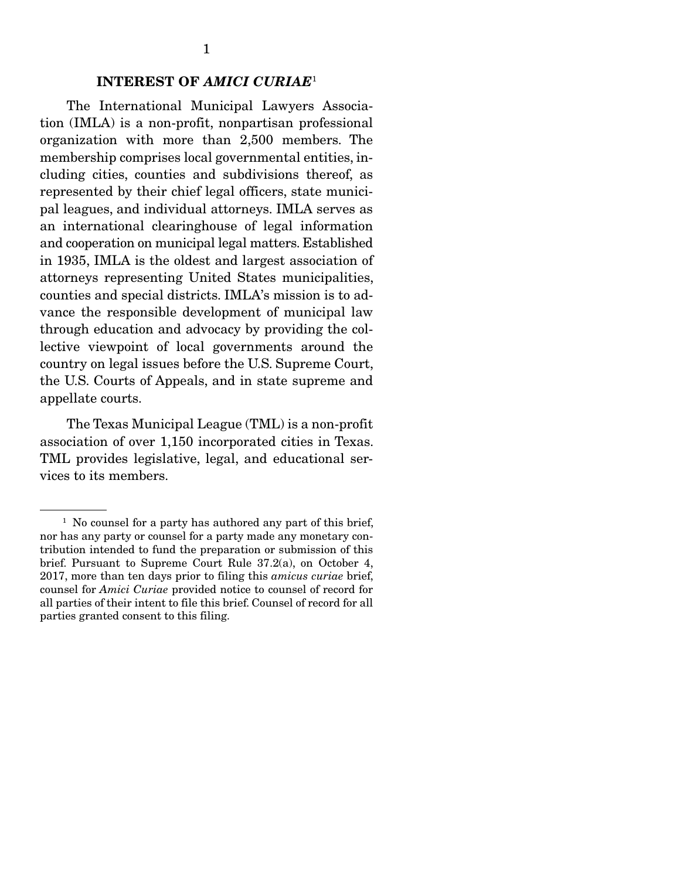## INTEREST OF *AMICI CURIAE*[1]

The International Municipal Lawyers Association (IMLA) is a non-profit, nonpartisan professional organization with more than 2,500 members. The membership comprises local governmental entities, including cities, counties and subdivisions thereof, as represented by their chief legal officers, state municipal leagues, and individual attorneys. IMLA serves as an international clearinghouse of legal information and cooperation on municipal legal matters. Established in 1935, IMLA is the oldest and largest association of attorneys representing United States municipalities, counties and special districts. IMLA's mission is to advance the responsible development of municipal law through education and advocacy by providing the collective viewpoint of local governments around the country on legal issues before the U.S. Supreme Court, the U.S. Courts of Appeals, and in state supreme and appellate courts.

The Texas Municipal League (TML) is a non-profit association of over 1,150 incorporated cities in Texas. TML provides legislative, legal, and educational services to its members.

---

[1] No counsel for a party has authored any part of this brief, nor has any party or counsel for a party made any monetary contribution intended to fund the preparation or submission of this brief. Pursuant to Supreme Court Rule 37.2(a), on October 4, 2017, more than ten days prior to filing this *amicus curiae* brief, counsel for *Amici Curiae* provided notice to counsel of record for all parties of their intent to file this brief. Counsel of record for all parties granted consent to this filing.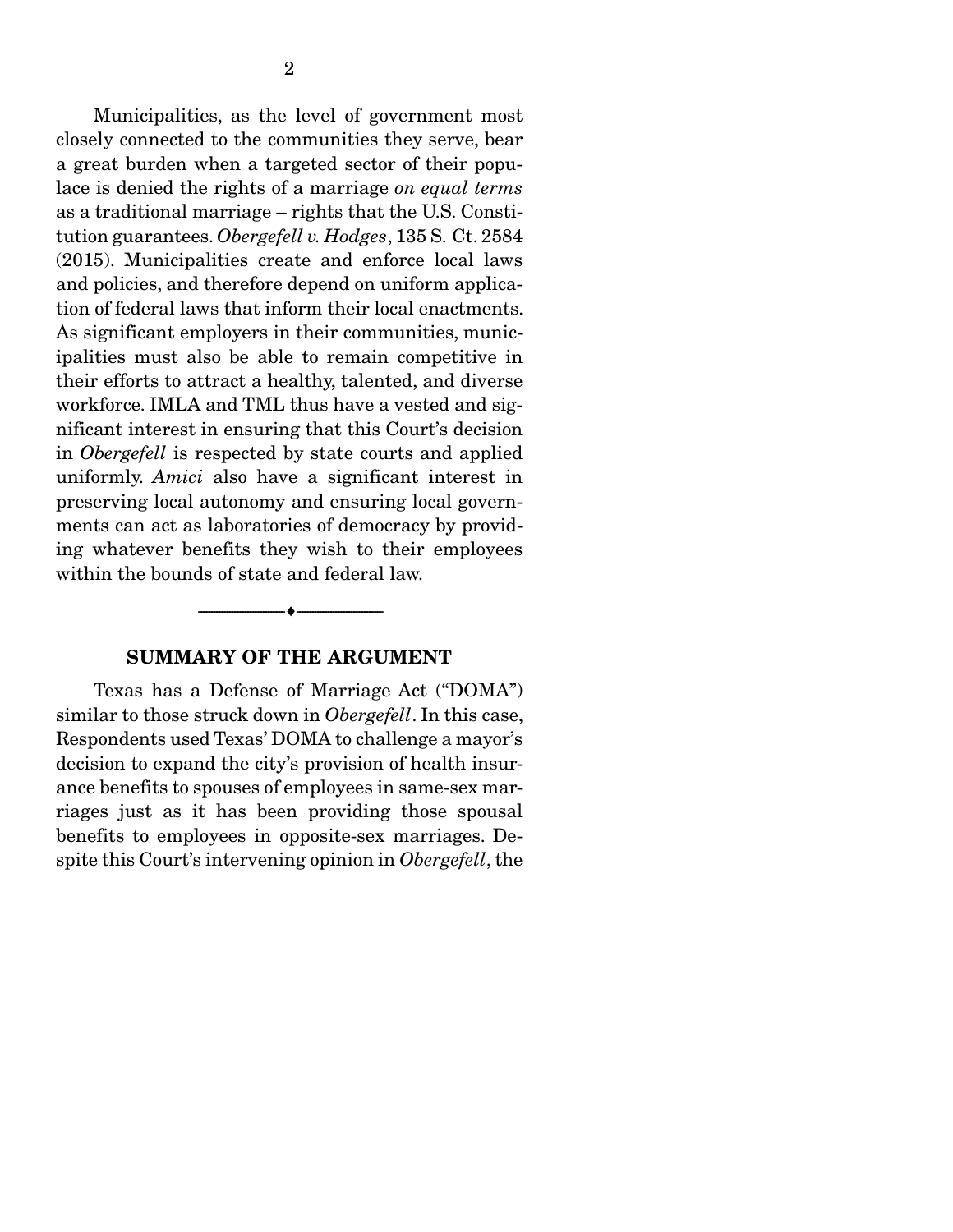Municipalities, as the level of government most closely connected to the communities they serve, bear a great burden when a targeted sector of their populace is denied the rights of a marriage *on equal terms* as a traditional marriage – rights that the U.S. Constitution guarantees. *Obergefell v. Hodges*, 135 S. Ct. 2584 (2015). Municipalities create and enforce local laws and policies, and therefore depend on uniform application of federal laws that inform their local enactments. As significant employers in their communities, municipalities must also be able to remain competitive in their efforts to attract a healthy, talented, and diverse workforce. IMLA and TML thus have a vested and significant interest in ensuring that this Court's decision in *Obergefell* is respected by state courts and applied uniformly. *Amici* also have a significant interest in preserving local autonomy and ensuring local governments can act as laboratories of democracy by providing whatever benefits they wish to their employees within the bounds of state and federal law.

---

## SUMMARY OF THE ARGUMENT

Texas has a Defense of Marriage Act ("DOMA") similar to those struck down in *Obergefell*. In this case, Respondents used Texas' DOMA to challenge a mayor's decision to expand the city's provision of health insurance benefits to spouses of employees in same-sex marriages just as it has been providing those spousal benefits to employees in opposite-sex marriages. Despite this Court's intervening opinion in *Obergefell*, the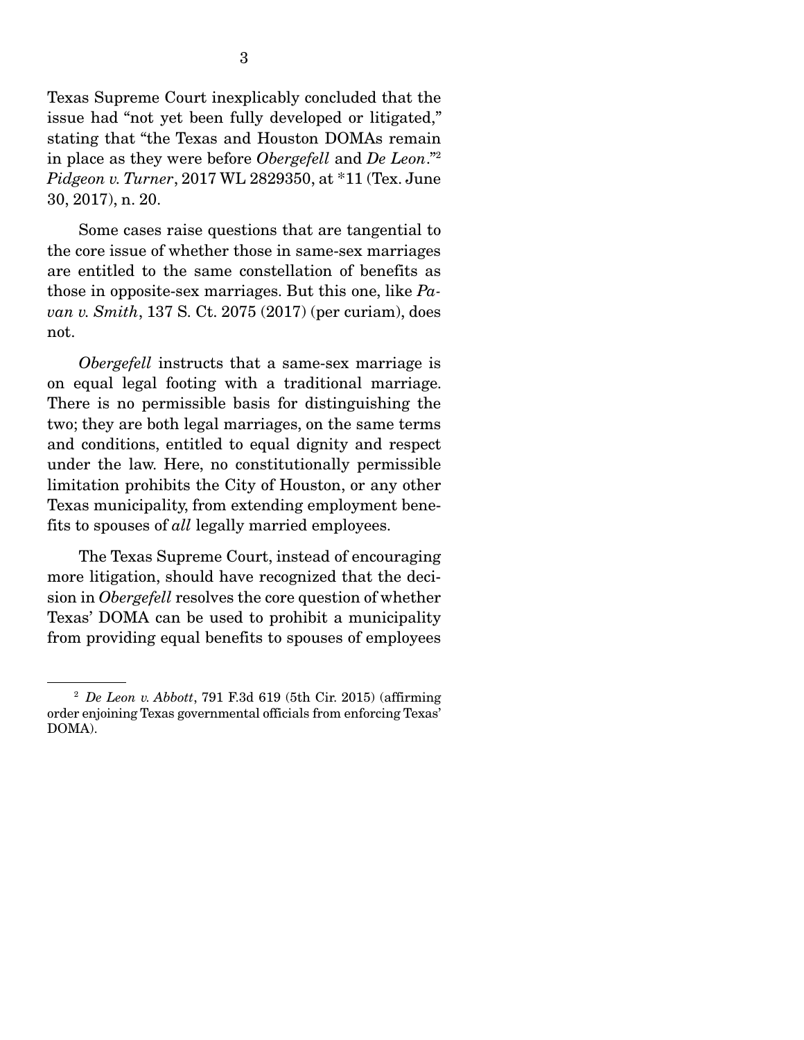Texas Supreme Court inexplicably concluded that the issue had "not yet been fully developed or litigated," stating that "the Texas and Houston DOMAs remain in place as they were before *Obergefell* and *De Leon*."[2] *Pidgeon v. Turner*, 2017 WL 2829350, at *11 (Tex. June 30, 2017), n. 20.

Some cases raise questions that are tangential to the core issue of whether those in same-sex marriages are entitled to the same constellation of benefits as those in opposite-sex marriages. But this one, like *Pavan v. Smith*, 137 S. Ct. 2075 (2017) (per curiam), does not.

*Obergefell* instructs that a same-sex marriage is on equal legal footing with a traditional marriage. There is no permissible basis for distinguishing the two; they are both legal marriages, on the same terms and conditions, entitled to equal dignity and respect under the law. Here, no constitutionally permissible limitation prohibits the City of Houston, or any other Texas municipality, from extending employment benefits to spouses of *all* legally married employees.

The Texas Supreme Court, instead of encouraging more litigation, should have recognized that the decision in *Obergefell* resolves the core question of whether Texas' DOMA can be used to prohibit a municipality from providing equal benefits to spouses of employees

---

[2] *De Leon v. Abbott*, 791 F.3d 619 (5th Cir. 2015) (affirming order enjoining Texas governmental officials from enforcing Texas' DOMA).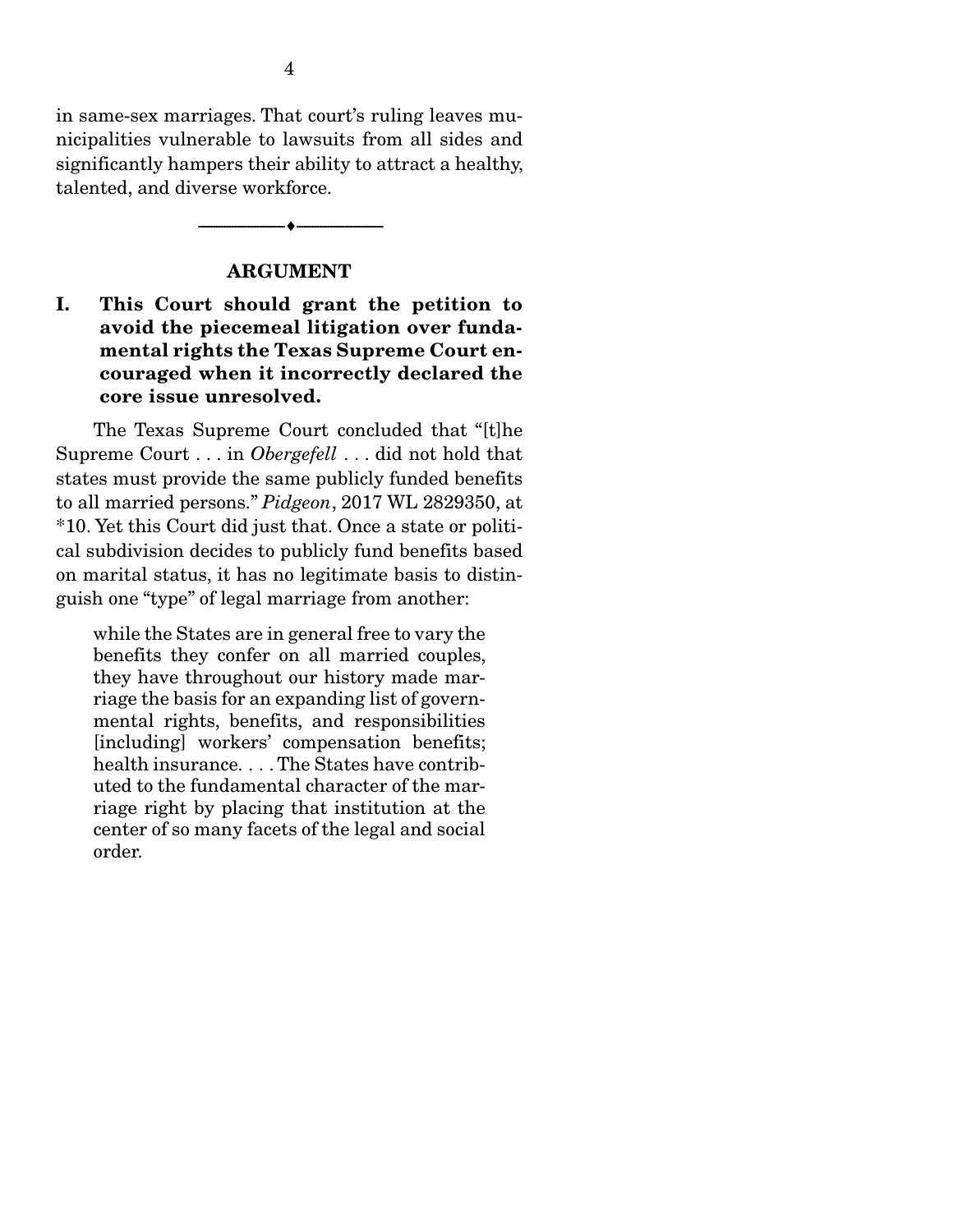in same-sex marriages. That court's ruling leaves municipalities vulnerable to lawsuits from all sides and significantly hampers their ability to attract a healthy, talented, and diverse workforce.

---

## ARGUMENT

### I. This Court should grant the petition to avoid the piecemeal litigation over fundamental rights the Texas Supreme Court encouraged when it incorrectly declared the core issue unresolved.

The Texas Supreme Court concluded that "[t]he Supreme Court . . . in *Obergefell* . . . did not hold that states must provide the same publicly funded benefits to all married persons." *Pidgeon*, 2017 WL 2829350, at *10. Yet this Court did just that. Once a state or political subdivision decides to publicly fund benefits based on marital status, it has no legitimate basis to distinguish one "type" of legal marriage from another:

> while the States are in general free to vary the benefits they confer on all married couples, they have throughout our history made marriage the basis for an expanding list of governmental rights, benefits, and responsibilities [including] workers' compensation benefits; health insurance. . . . The States have contributed to the fundamental character of the marriage right by placing that institution at the center of so many facets of the legal and social order.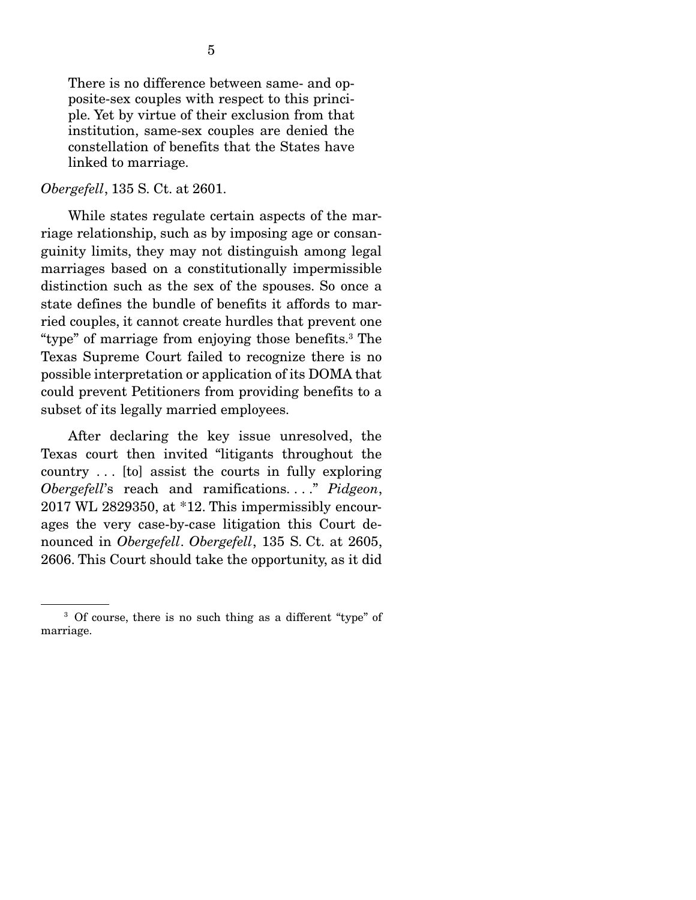> There is no difference between same- and opposite-sex couples with respect to this principle. Yet by virtue of their exclusion from that institution, same-sex couples are denied the constellation of benefits that the States have linked to marriage.

*Obergefell*, 135 S. Ct. at 2601.

While states regulate certain aspects of the marriage relationship, such as by imposing age or consanguinity limits, they may not distinguish among legal marriages based on a constitutionally impermissible distinction such as the sex of the spouses. So once a state defines the bundle of benefits it affords to married couples, it cannot create hurdles that prevent one "type" of marriage from enjoying those benefits.[3] The Texas Supreme Court failed to recognize there is no possible interpretation or application of its DOMA that could prevent Petitioners from providing benefits to a subset of its legally married employees.

After declaring the key issue unresolved, the Texas court then invited "litigants throughout the country . . . [to] assist the courts in fully exploring *Obergefell*'s reach and ramifications. . . ." *Pidgeon*, 2017 WL 2829350, at *12. This impermissibly encourages the very case-by-case litigation this Court denounced in *Obergefell*. *Obergefell*, 135 S. Ct. at 2605, 2606. This Court should take the opportunity, as it did

---

[3] Of course, there is no such thing as a different "type" of marriage.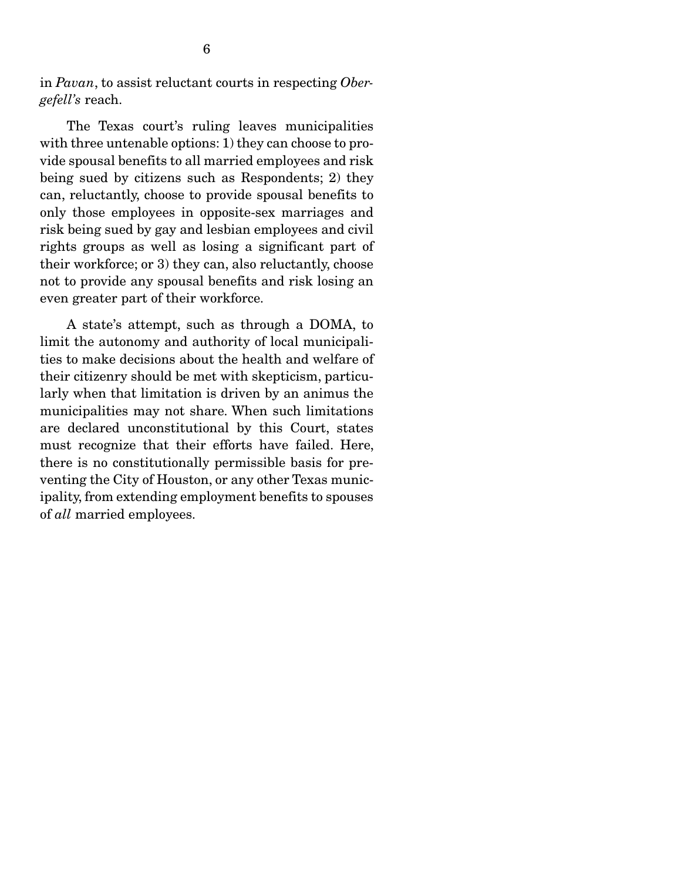in *Pavan*, to assist reluctant courts in respecting *Obergefell's* reach.

The Texas court's ruling leaves municipalities with three untenable options: 1) they can choose to provide spousal benefits to all married employees and risk being sued by citizens such as Respondents; 2) they can, reluctantly, choose to provide spousal benefits to only those employees in opposite-sex marriages and risk being sued by gay and lesbian employees and civil rights groups as well as losing a significant part of their workforce; or 3) they can, also reluctantly, choose not to provide any spousal benefits and risk losing an even greater part of their workforce.

A state's attempt, such as through a DOMA, to limit the autonomy and authority of local municipalities to make decisions about the health and welfare of their citizenry should be met with skepticism, particularly when that limitation is driven by an animus the municipalities may not share. When such limitations are declared unconstitutional by this Court, states must recognize that their efforts have failed. Here, there is no constitutionally permissible basis for preventing the City of Houston, or any other Texas municipality, from extending employment benefits to spouses of *all* married employees.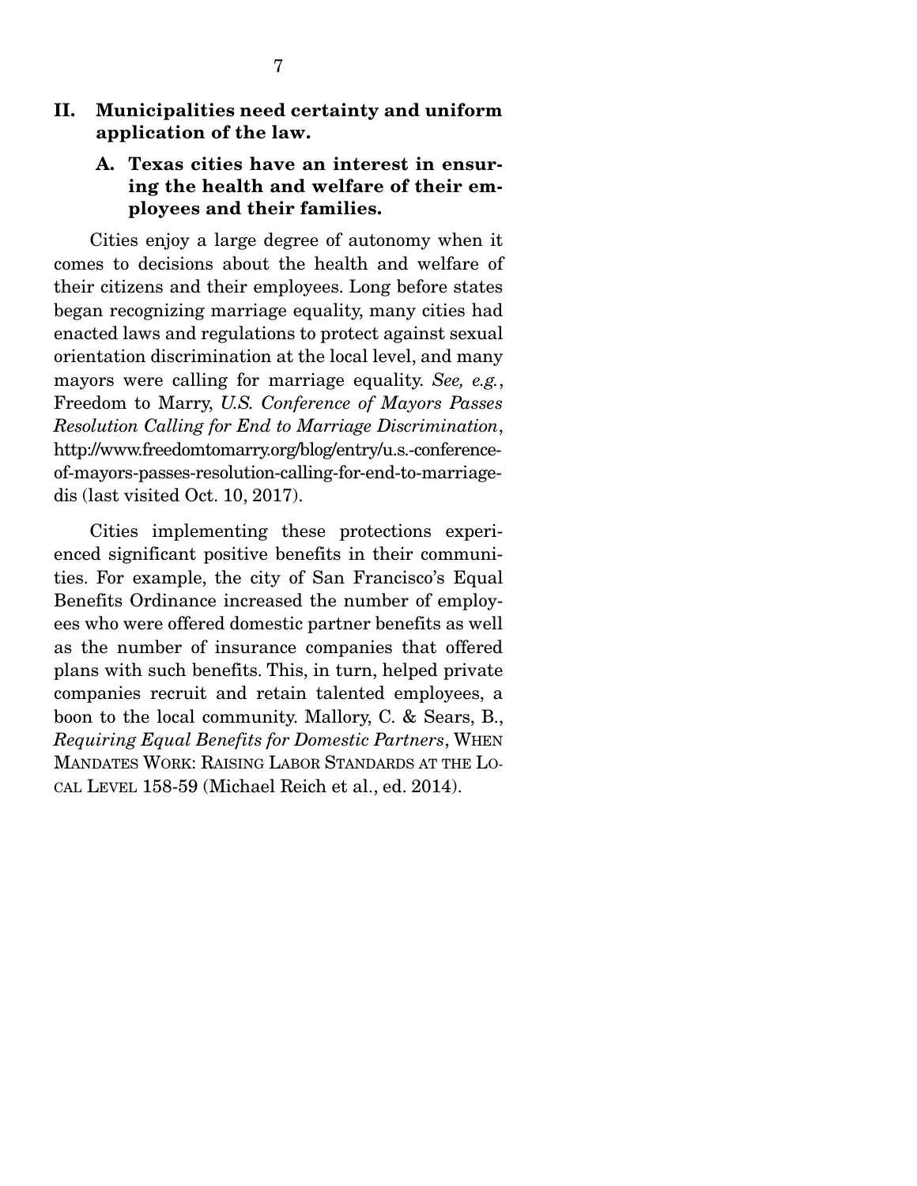## II. Municipalities need certainty and uniform application of the law.

### A. Texas cities have an interest in ensuring the health and welfare of their employees and their families.

Cities enjoy a large degree of autonomy when it comes to decisions about the health and welfare of their citizens and their employees. Long before states began recognizing marriage equality, many cities had enacted laws and regulations to protect against sexual orientation discrimination at the local level, and many mayors were calling for marriage equality. *See, e.g.*, Freedom to Marry, *U.S. Conference of Mayors Passes Resolution Calling for End to Marriage Discrimination*, http://www.freedomtomarry.org/blog/entry/u.s.-conference-of-mayors-passes-resolution-calling-for-end-to-marriage-dis (last visited Oct. 10, 2017).

Cities implementing these protections experienced significant positive benefits in their communities. For example, the city of San Francisco's Equal Benefits Ordinance increased the number of employees who were offered domestic partner benefits as well as the number of insurance companies that offered plans with such benefits. This, in turn, helped private companies recruit and retain talented employees, a boon to the local community. Mallory, C. & Sears, B., *Requiring Equal Benefits for Domestic Partners*, WHEN MANDATES WORK: RAISING LABOR STANDARDS AT THE LOCAL LEVEL 158-59 (Michael Reich et al., ed. 2014).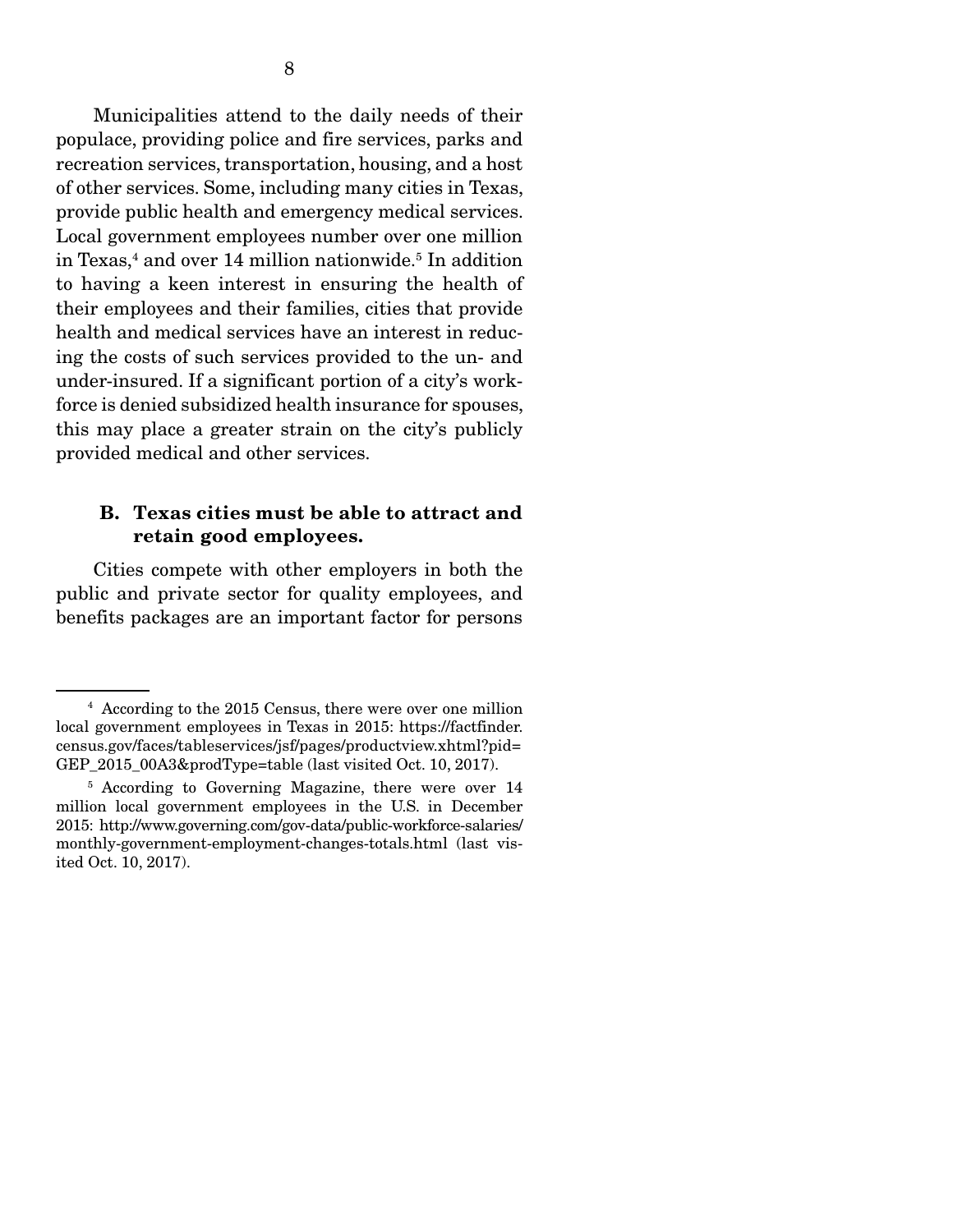Municipalities attend to the daily needs of their populace, providing police and fire services, parks and recreation services, transportation, housing, and a host of other services. Some, including many cities in Texas, provide public health and emergency medical services. Local government employees number over one million in Texas,[4] and over 14 million nationwide.[5] In addition to having a keen interest in ensuring the health of their employees and their families, cities that provide health and medical services have an interest in reducing the costs of such services provided to the un- and under-insured. If a significant portion of a city's workforce is denied subsidized health insurance for spouses, this may place a greater strain on the city's publicly provided medical and other services.

### B. Texas cities must be able to attract and retain good employees.

Cities compete with other employers in both the public and private sector for quality employees, and benefits packages are an important factor for persons

---

[4] According to the 2015 Census, there were over one million local government employees in Texas in 2015: https://factfinder.census.gov/faces/tableservices/jsf/pages/productview.xhtml?pid=GEP_2015_00A3&prodType=table (last visited Oct. 10, 2017).

[5] According to Governing Magazine, there were over 14 million local government employees in the U.S. in December 2015: http://www.governing.com/gov-data/public-workforce-salaries/monthly-government-employment-changes-totals.html (last visited Oct. 10, 2017).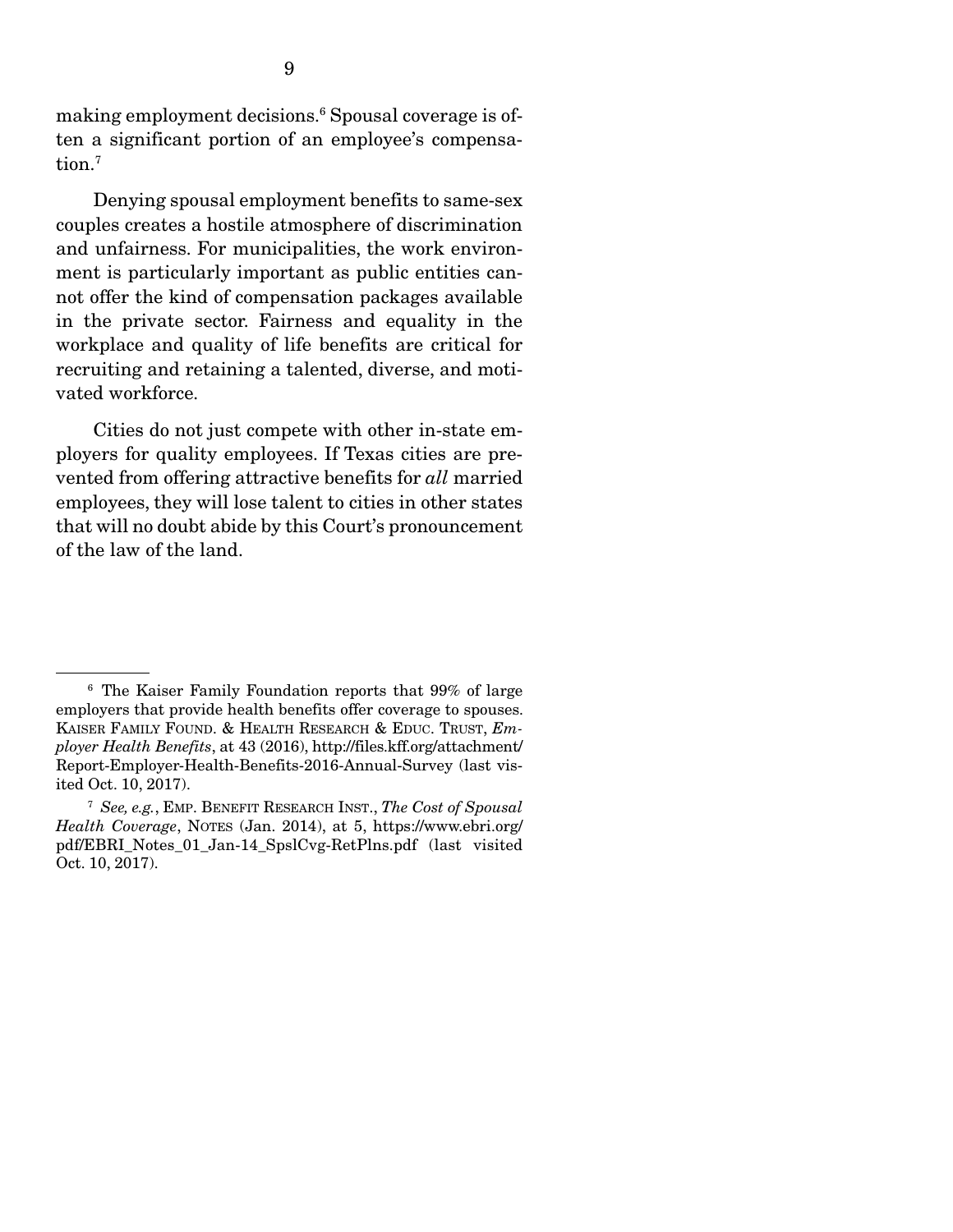making employment decisions.[6] Spousal coverage is often a significant portion of an employee's compensation.[7]

Denying spousal employment benefits to same-sex couples creates a hostile atmosphere of discrimination and unfairness. For municipalities, the work environment is particularly important as public entities cannot offer the kind of compensation packages available in the private sector. Fairness and equality in the workplace and quality of life benefits are critical for recruiting and retaining a talented, diverse, and motivated workforce.

Cities do not just compete with other in-state employers for quality employees. If Texas cities are prevented from offering attractive benefits for *all* married employees, they will lose talent to cities in other states that will no doubt abide by this Court's pronouncement of the law of the land.

---

[6] The Kaiser Family Foundation reports that 99% of large employers that provide health benefits offer coverage to spouses. KAISER FAMILY FOUND. & HEALTH RESEARCH & EDUC. TRUST, *Employer Health Benefits*, at 43 (2016), http://files.kff.org/attachment/Report-Employer-Health-Benefits-2016-Annual-Survey (last visited Oct. 10, 2017).

[7] *See, e.g.*, EMP. BENEFIT RESEARCH INST., *The Cost of Spousal Health Coverage*, NOTES (Jan. 2014), at 5, https://www.ebri.org/pdf/EBRI_Notes_01_Jan-14_SpslCvg-RetPlns.pdf (last visited Oct. 10, 2017).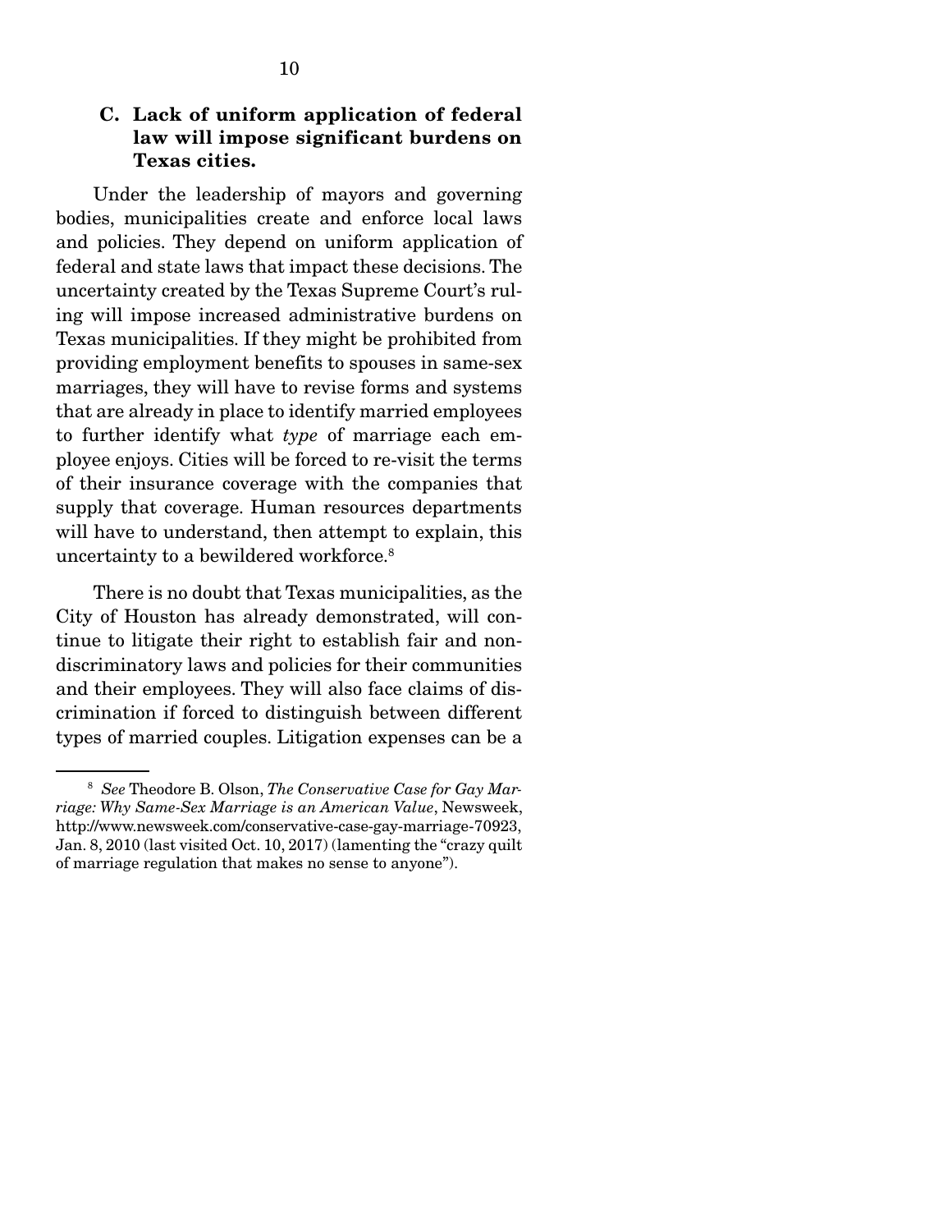### C. Lack of uniform application of federal law will impose significant burdens on Texas cities.

Under the leadership of mayors and governing bodies, municipalities create and enforce local laws and policies. They depend on uniform application of federal and state laws that impact these decisions. The uncertainty created by the Texas Supreme Court's ruling will impose increased administrative burdens on Texas municipalities. If they might be prohibited from providing employment benefits to spouses in same-sex marriages, they will have to revise forms and systems that are already in place to identify married employees to further identify what *type* of marriage each employee enjoys. Cities will be forced to re-visit the terms of their insurance coverage with the companies that supply that coverage. Human resources departments will have to understand, then attempt to explain, this uncertainty to a bewildered workforce.[8]

There is no doubt that Texas municipalities, as the City of Houston has already demonstrated, will continue to litigate their right to establish fair and nondiscriminatory laws and policies for their communities and their employees. They will also face claims of discrimination if forced to distinguish between different types of married couples. Litigation expenses can be a

---

[8] *See* Theodore B. Olson, *The Conservative Case for Gay Marriage: Why Same-Sex Marriage is an American Value*, Newsweek, http://www.newsweek.com/conservative-case-gay-marriage-70923, Jan. 8, 2010 (last visited Oct. 10, 2017) (lamenting the "crazy quilt of marriage regulation that makes no sense to anyone").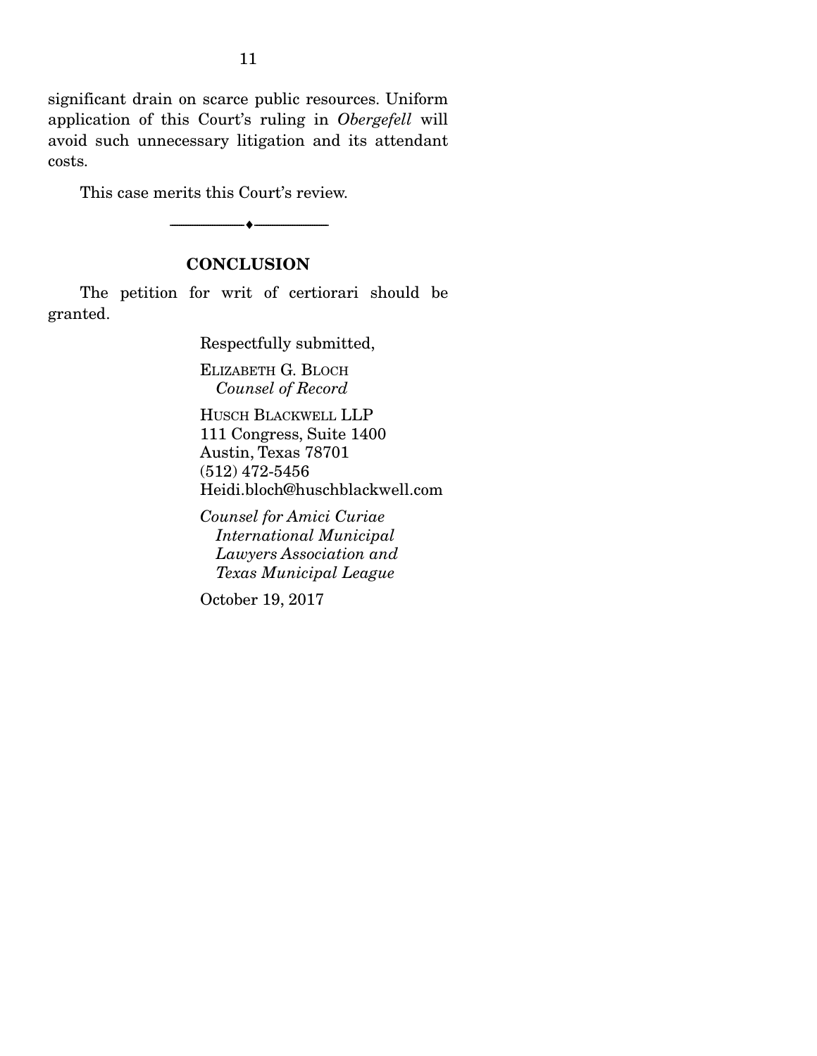significant drain on scarce public resources. Uniform application of this Court's ruling in *Obergefell* will avoid such unnecessary litigation and its attendant costs.

This case merits this Court's review.

---

## CONCLUSION

The petition for writ of certiorari should be granted.

Respectfully submitted,

ELIZABETH G. BLOCH
*Counsel of Record*

HUSCH BLACKWELL LLP
111 Congress, Suite 1400
Austin, Texas 78701
(512) 472-5456
Heidi.bloch@huschblackwell.com

*Counsel for Amici Curiae International Municipal Lawyers Association and Texas Municipal League*

October 19, 2017